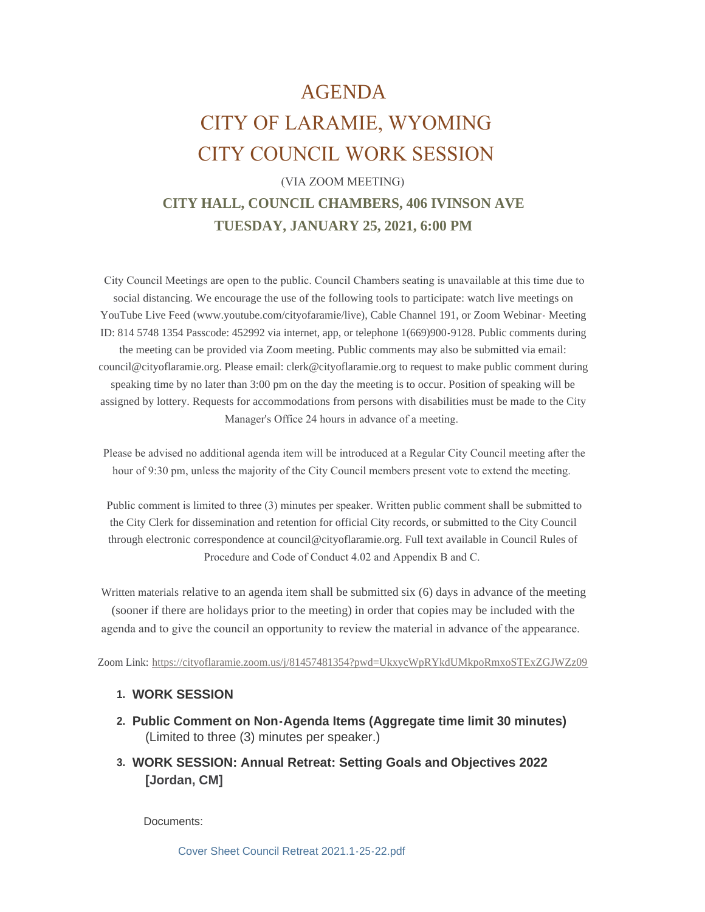# AGENDA
# CITY OF LARAMIE, WYOMING
# CITY COUNCIL WORK SESSION

(VIA ZOOM MEETING)

**CITY HALL, COUNCIL CHAMBERS, 406 IVINSON AVE**

**TUESDAY, JANUARY 25, 2021, 6:00 PM**

City Council Meetings are open to the public. Council Chambers seating is unavailable at this time due to social distancing. We encourage the use of the following tools to participate: watch live meetings on YouTube Live Feed (www.youtube.com/cityofaramie/live), Cable Channel 191, or Zoom Webinar- Meeting ID: 814 5748 1354 Passcode: 452992 via internet, app, or telephone 1(669)900-9128. Public comments during the meeting can be provided via Zoom meeting. Public comments may also be submitted via email: council@cityoflaramie.org. Please email: clerk@cityoflaramie.org to request to make public comment during speaking time by no later than 3:00 pm on the day the meeting is to occur. Position of speaking will be assigned by lottery. Requests for accommodations from persons with disabilities must be made to the City Manager's Office 24 hours in advance of a meeting.

Please be advised no additional agenda item will be introduced at a Regular City Council meeting after the hour of 9:30 pm, unless the majority of the City Council members present vote to extend the meeting.

Public comment is limited to three (3) minutes per speaker. Written public comment shall be submitted to the City Clerk for dissemination and retention for official City records, or submitted to the City Council through electronic correspondence at council@cityoflaramie.org. Full text available in Council Rules of Procedure and Code of Conduct 4.02 and Appendix B and C.

Written materials relative to an agenda item shall be submitted six (6) days in advance of the meeting (sooner if there are holidays prior to the meeting) in order that copies may be included with the agenda and to give the council an opportunity to review the material in advance of the appearance.

Zoom Link: https://cityoflaramie.zoom.us/j/81457481354?pwd=UkxycWpRYkdUMkpoRmxoSTExZGJWZz09

1. **WORK SESSION**
2. **Public Comment on Non-Agenda Items (Aggregate time limit 30 minutes)**
   (Limited to three (3) minutes per speaker.)
3. **WORK SESSION: Annual Retreat: Setting Goals and Objectives 2022 [Jordan, CM]**

   Documents:

   Cover Sheet Council Retreat 2021.1-25-22.pdf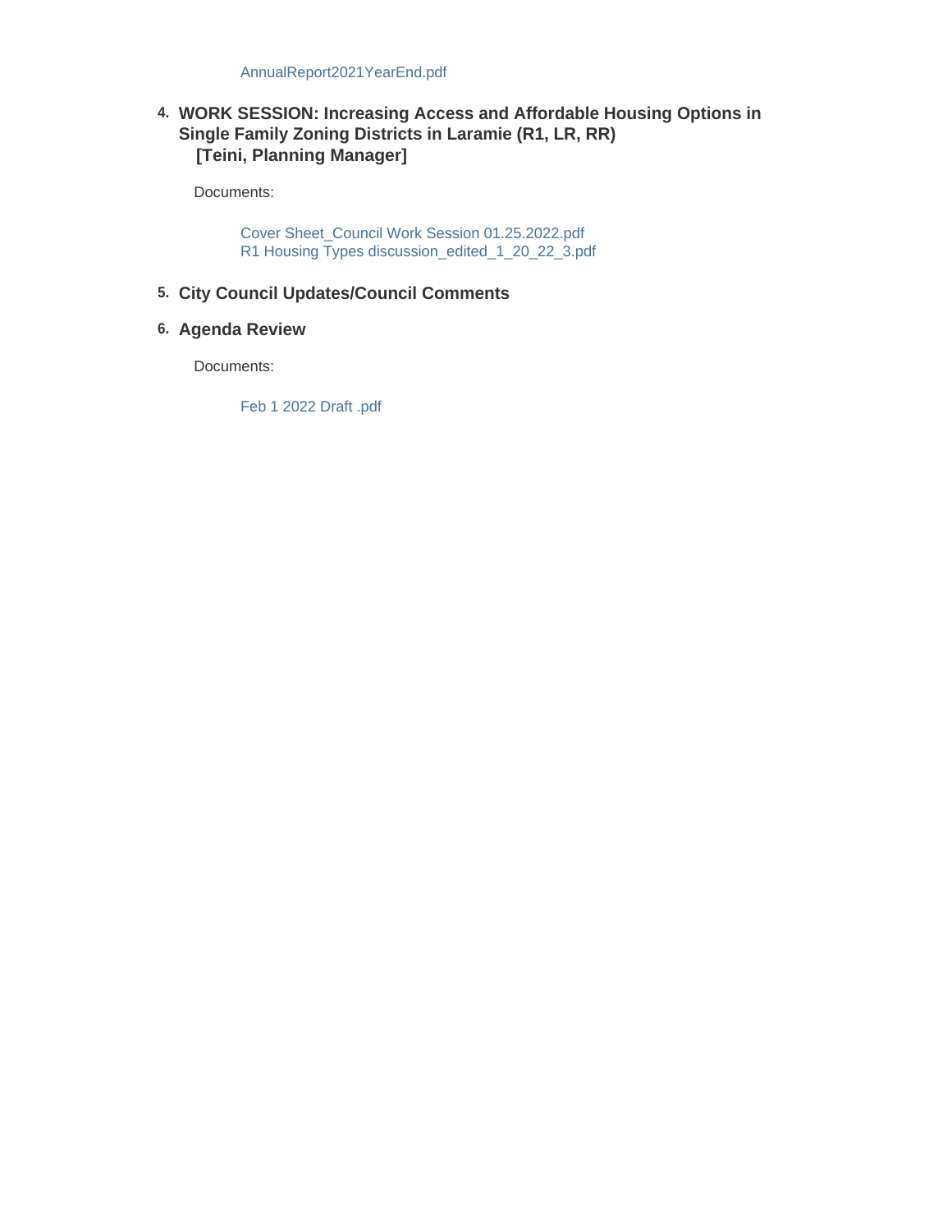AnnualReport2021YearEnd.pdf

4. **WORK SESSION: Increasing Access and Affordable Housing Options in Single Family Zoning Districts in Laramie (R1, LR, RR) [Teini, Planning Manager]**

Documents:

Cover Sheet_Council Work Session 01.25.2022.pdf
R1 Housing Types discussion_edited_1_20_22_3.pdf

5. **City Council Updates/Council Comments**

6. **Agenda Review**

Documents:

Feb 1 2022 Draft .pdf